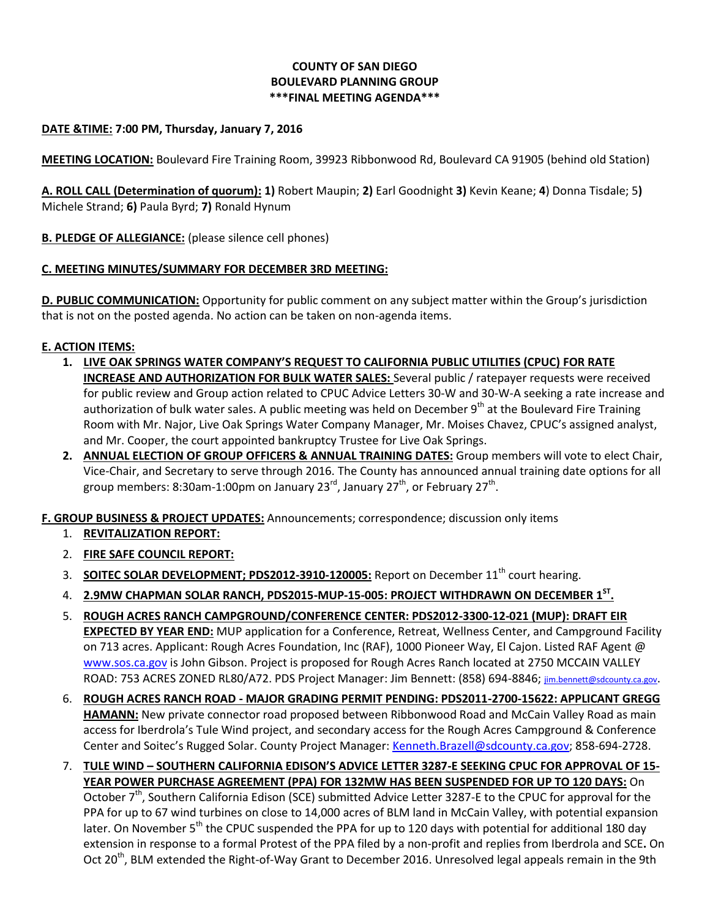# COUNTY OF SAN DIEGO
## BOULEVARD PLANNING GROUP
### ***FINAL MEETING AGENDA***

**DATE &TIME: 7:00 PM, Thursday, January 7, 2016**

**MEETING LOCATION:** Boulevard Fire Training Room, 39923 Ribbonwood Rd, Boulevard CA 91905 (behind old Station)

**A. ROLL CALL (Determination of quorum): 1)** Robert Maupin; **2)** Earl Goodnight **3)** Kevin Keane; **4**) Donna Tisdale; 5**)** Michele Strand; **6)** Paula Byrd; **7)** Ronald Hynum

**B. PLEDGE OF ALLEGIANCE:** (please silence cell phones)

**C. MEETING MINUTES/SUMMARY FOR DECEMBER 3RD MEETING:**

**D. PUBLIC COMMUNICATION:** Opportunity for public comment on any subject matter within the Group's jurisdiction that is not on the posted agenda. No action can be taken on non-agenda items.

**E. ACTION ITEMS:**

1. **LIVE OAK SPRINGS WATER COMPANY'S REQUEST TO CALIFORNIA PUBLIC UTILITIES (CPUC) FOR RATE INCREASE AND AUTHORIZATION FOR BULK WATER SALES:** Several public / ratepayer requests were received for public review and Group action related to CPUC Advice Letters 30-W and 30-W-A seeking a rate increase and authorization of bulk water sales. A public meeting was held on December 9th at the Boulevard Fire Training Room with Mr. Najor, Live Oak Springs Water Company Manager, Mr. Moises Chavez, CPUC's assigned analyst, and Mr. Cooper, the court appointed bankruptcy Trustee for Live Oak Springs.
2. **ANNUAL ELECTION OF GROUP OFFICERS & ANNUAL TRAINING DATES:** Group members will vote to elect Chair, Vice-Chair, and Secretary to serve through 2016. The County has announced annual training date options for all group members: 8:30am-1:00pm on January 23rd, January 27th, or February 27th.

**F. GROUP BUSINESS & PROJECT UPDATES:** Announcements; correspondence; discussion only items

1. **REVITALIZATION REPORT:**
2. **FIRE SAFE COUNCIL REPORT:**
3. **SOITEC SOLAR DEVELOPMENT; PDS2012-3910-120005:** Report on December 11th court hearing.
4. **2.9MW CHAPMAN SOLAR RANCH, PDS2015-MUP-15-005: PROJECT WITHDRAWN ON DECEMBER 1ST.**
5. **ROUGH ACRES RANCH CAMPGROUND/CONFERENCE CENTER: PDS2012-3300-12-021 (MUP): DRAFT EIR EXPECTED BY YEAR END:** MUP application for a Conference, Retreat, Wellness Center, and Campground Facility on 713 acres. Applicant: Rough Acres Foundation, Inc (RAF), 1000 Pioneer Way, El Cajon. Listed RAF Agent @ www.sos.ca.gov is John Gibson. Project is proposed for Rough Acres Ranch located at 2750 MCCAIN VALLEY ROAD: 753 ACRES ZONED RL80/A72. PDS Project Manager: Jim Bennett: (858) 694-8846; jim.bennett@sdcounty.ca.gov.
6. **ROUGH ACRES RANCH ROAD - MAJOR GRADING PERMIT PENDING: PDS2011-2700-15622: APPLICANT GREGG HAMANN:** New private connector road proposed between Ribbonwood Road and McCain Valley Road as main access for Iberdrola's Tule Wind project, and secondary access for the Rough Acres Campground & Conference Center and Soitec's Rugged Solar. County Project Manager: Kenneth.Brazell@sdcounty.ca.gov; 858-694-2728.
7. **TULE WIND – SOUTHERN CALIFORNIA EDISON'S ADVICE LETTER 3287-E SEEKING CPUC FOR APPROVAL OF 15-YEAR POWER PURCHASE AGREEMENT (PPA) FOR 132MW HAS BEEN SUSPENDED FOR UP TO 120 DAYS:** On October 7th, Southern California Edison (SCE) submitted Advice Letter 3287-E to the CPUC for approval for the PPA for up to 67 wind turbines on close to 14,000 acres of BLM land in McCain Valley, with potential expansion later. On November 5th the CPUC suspended the PPA for up to 120 days with potential for additional 180 day extension in response to a formal Protest of the PPA filed by a non-profit and replies from Iberdrola and SCE**.** On Oct 20th, BLM extended the Right-of-Way Grant to December 2016. Unresolved legal appeals remain in the 9th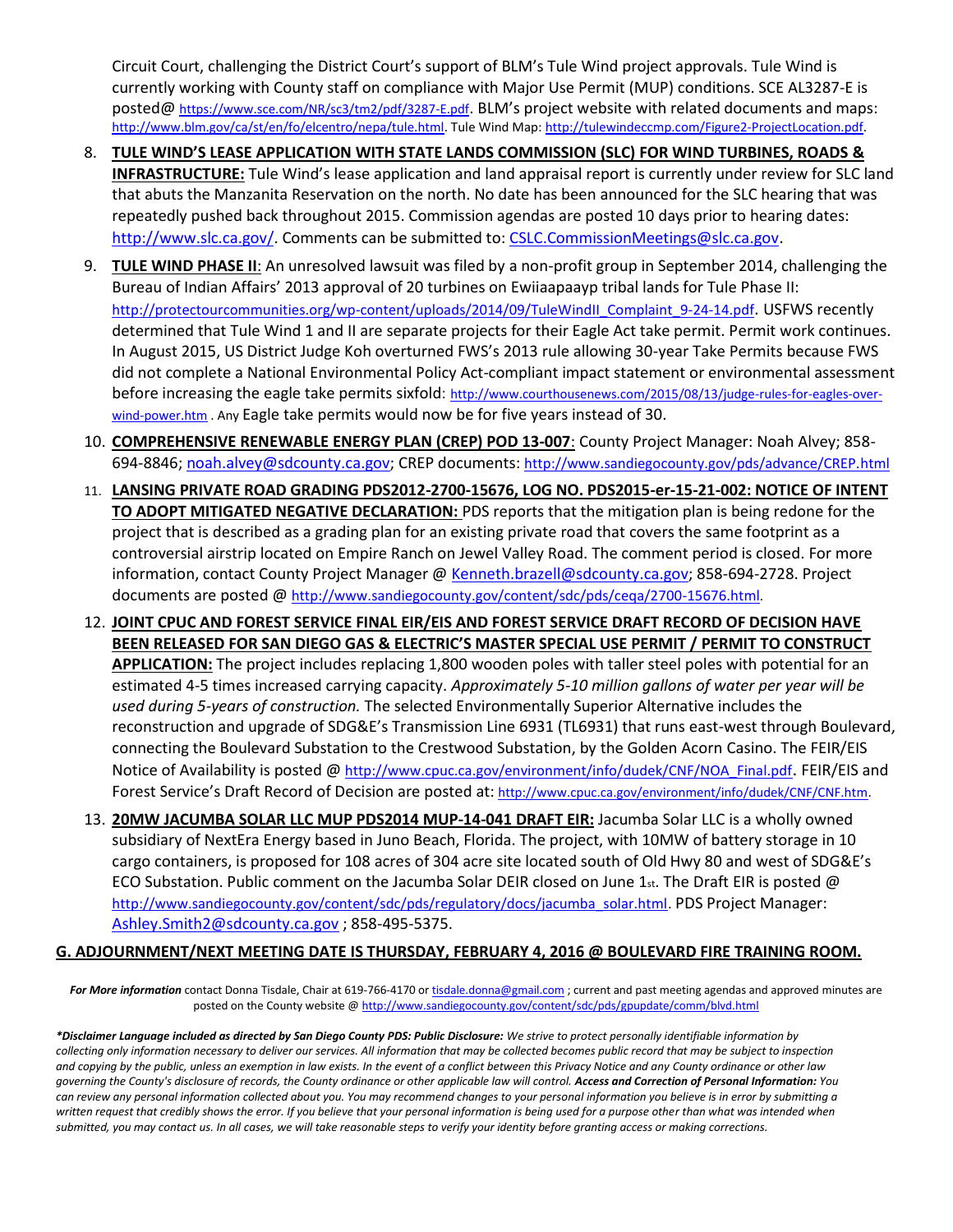Circuit Court, challenging the District Court's support of BLM's Tule Wind project approvals. Tule Wind is currently working with County staff on compliance with Major Use Permit (MUP) conditions. SCE AL3287-E is posted@ https://www.sce.com/NR/sc3/tm2/pdf/3287-E.pdf. BLM's project website with related documents and maps: http://www.blm.gov/ca/st/en/fo/elcentro/nepa/tule.html. Tule Wind Map: http://tulewindeccmp.com/Figure2-ProjectLocation.pdf.

8. **TULE WIND'S LEASE APPLICATION WITH STATE LANDS COMMISSION (SLC) FOR WIND TURBINES, ROADS & INFRASTRUCTURE:** Tule Wind's lease application and land appraisal report is currently under review for SLC land that abuts the Manzanita Reservation on the north. No date has been announced for the SLC hearing that was repeatedly pushed back throughout 2015. Commission agendas are posted 10 days prior to hearing dates: http://www.slc.ca.gov/. Comments can be submitted to: CSLC.CommissionMeetings@slc.ca.gov.

9. **TULE WIND PHASE II**: An unresolved lawsuit was filed by a non-profit group in September 2014, challenging the Bureau of Indian Affairs' 2013 approval of 20 turbines on Ewiiaapaayp tribal lands for Tule Phase II: http://protectourcommunities.org/wp-content/uploads/2014/09/TuleWindII_Complaint_9-24-14.pdf. USFWS recently determined that Tule Wind 1 and II are separate projects for their Eagle Act take permit. Permit work continues. In August 2015, US District Judge Koh overturned FWS's 2013 rule allowing 30-year Take Permits because FWS did not complete a National Environmental Policy Act-compliant impact statement or environmental assessment before increasing the eagle take permits sixfold: http://www.courthousenews.com/2015/08/13/judge-rules-for-eagles-over-wind-power.htm . Any Eagle take permits would now be for five years instead of 30.

10. **COMPREHENSIVE RENEWABLE ENERGY PLAN (CREP) POD 13-007**: County Project Manager: Noah Alvey; 858-694-8846; noah.alvey@sdcounty.ca.gov; CREP documents: http://www.sandiegocounty.gov/pds/advance/CREP.html

11. **LANSING PRIVATE ROAD GRADING PDS2012-2700-15676, LOG NO. PDS2015-er-15-21-002: NOTICE OF INTENT TO ADOPT MITIGATED NEGATIVE DECLARATION:** PDS reports that the mitigation plan is being redone for the project that is described as a grading plan for an existing private road that covers the same footprint as a controversial airstrip located on Empire Ranch on Jewel Valley Road. The comment period is closed. For more information, contact County Project Manager @ Kenneth.brazell@sdcounty.ca.gov; 858-694-2728. Project documents are posted @ http://www.sandiegocounty.gov/content/sdc/pds/ceqa/2700-15676.html.

12. **JOINT CPUC AND FOREST SERVICE FINAL EIR/EIS AND FOREST SERVICE DRAFT RECORD OF DECISION HAVE BEEN RELEASED FOR SAN DIEGO GAS & ELECTRIC'S MASTER SPECIAL USE PERMIT / PERMIT TO CONSTRUCT APPLICATION:** The project includes replacing 1,800 wooden poles with taller steel poles with potential for an estimated 4-5 times increased carrying capacity. *Approximately 5-10 million gallons of water per year will be used during 5-years of construction.* The selected Environmentally Superior Alternative includes the reconstruction and upgrade of SDG&E's Transmission Line 6931 (TL6931) that runs east-west through Boulevard, connecting the Boulevard Substation to the Crestwood Substation, by the Golden Acorn Casino. The FEIR/EIS Notice of Availability is posted @ http://www.cpuc.ca.gov/environment/info/dudek/CNF/NOA_Final.pdf. FEIR/EIS and Forest Service's Draft Record of Decision are posted at: http://www.cpuc.ca.gov/environment/info/dudek/CNF/CNF.htm.

13. **20MW JACUMBA SOLAR LLC MUP PDS2014 MUP-14-041 DRAFT EIR:** Jacumba Solar LLC is a wholly owned subsidiary of NextEra Energy based in Juno Beach, Florida. The project, with 10MW of battery storage in 10 cargo containers, is proposed for 108 acres of 304 acre site located south of Old Hwy 80 and west of SDG&E's ECO Substation. Public comment on the Jacumba Solar DEIR closed on June 1st. The Draft EIR is posted @ http://www.sandiegocounty.gov/content/sdc/pds/regulatory/docs/jacumba_solar.html. PDS Project Manager: Ashley.Smith2@sdcounty.ca.gov ; 858-495-5375.

## G. ADJOURNMENT/NEXT MEETING DATE IS THURSDAY, FEBRUARY 4, 2016 @ BOULEVARD FIRE TRAINING ROOM.

***For More information*** contact Donna Tisdale, Chair at 619-766-4170 or tisdale.donna@gmail.com ; current and past meeting agendas and approved minutes are posted on the County website @ http://www.sandiegocounty.gov/content/sdc/pds/gpupdate/comm/blvd.html

***\*Disclaimer Language included as directed by San Diego County PDS: Public Disclosure:*** *We strive to protect personally identifiable information by collecting only information necessary to deliver our services. All information that may be collected becomes public record that may be subject to inspection and copying by the public, unless an exemption in law exists. In the event of a conflict between this Privacy Notice and any County ordinance or other law governing the County's disclosure of records, the County ordinance or other applicable law will control.* ***Access and Correction of Personal Information:*** *You can review any personal information collected about you. You may recommend changes to your personal information you believe is in error by submitting a written request that credibly shows the error. If you believe that your personal information is being used for a purpose other than what was intended when submitted, you may contact us. In all cases, we will take reasonable steps to verify your identity before granting access or making corrections.*